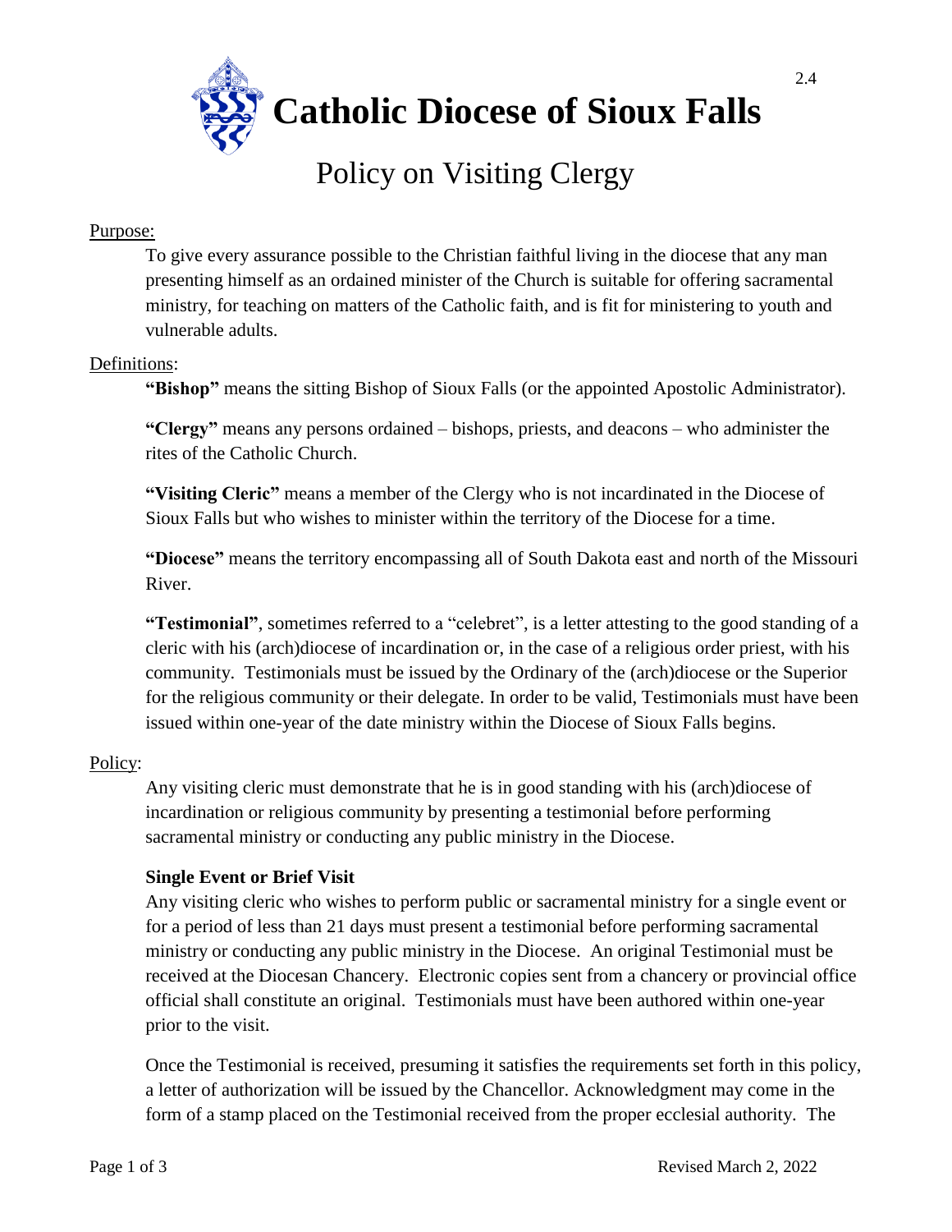# Catholic Diocese of Sioux Falls

## Policy on Visiting Clergy

Purpose:

To give every assurance possible to the Christian faithful living in the diocese that any man presenting himself as an ordained minister of the Church is suitable for offering sacramental ministry, for teaching on matters of the Catholic faith, and is fit for ministering to youth and vulnerable adults.

Definitions:

**"Bishop"** means the sitting Bishop of Sioux Falls (or the appointed Apostolic Administrator).

**"Clergy"** means any persons ordained – bishops, priests, and deacons – who administer the rites of the Catholic Church.

**"Visiting Cleric"** means a member of the Clergy who is not incardinated in the Diocese of Sioux Falls but who wishes to minister within the territory of the Diocese for a time.

**"Diocese"** means the territory encompassing all of South Dakota east and north of the Missouri River.

**"Testimonial"**, sometimes referred to a "celebret", is a letter attesting to the good standing of a cleric with his (arch)diocese of incardination or, in the case of a religious order priest, with his community. Testimonials must be issued by the Ordinary of the (arch)diocese or the Superior for the religious community or their delegate. In order to be valid, Testimonials must have been issued within one-year of the date ministry within the Diocese of Sioux Falls begins.

Policy:

Any visiting cleric must demonstrate that he is in good standing with his (arch)diocese of incardination or religious community by presenting a testimonial before performing sacramental ministry or conducting any public ministry in the Diocese.

**Single Event or Brief Visit**

Any visiting cleric who wishes to perform public or sacramental ministry for a single event or for a period of less than 21 days must present a testimonial before performing sacramental ministry or conducting any public ministry in the Diocese. An original Testimonial must be received at the Diocesan Chancery. Electronic copies sent from a chancery or provincial office official shall constitute an original. Testimonials must have been authored within one-year prior to the visit.

Once the Testimonial is received, presuming it satisfies the requirements set forth in this policy, a letter of authorization will be issued by the Chancellor. Acknowledgment may come in the form of a stamp placed on the Testimonial received from the proper ecclesial authority. The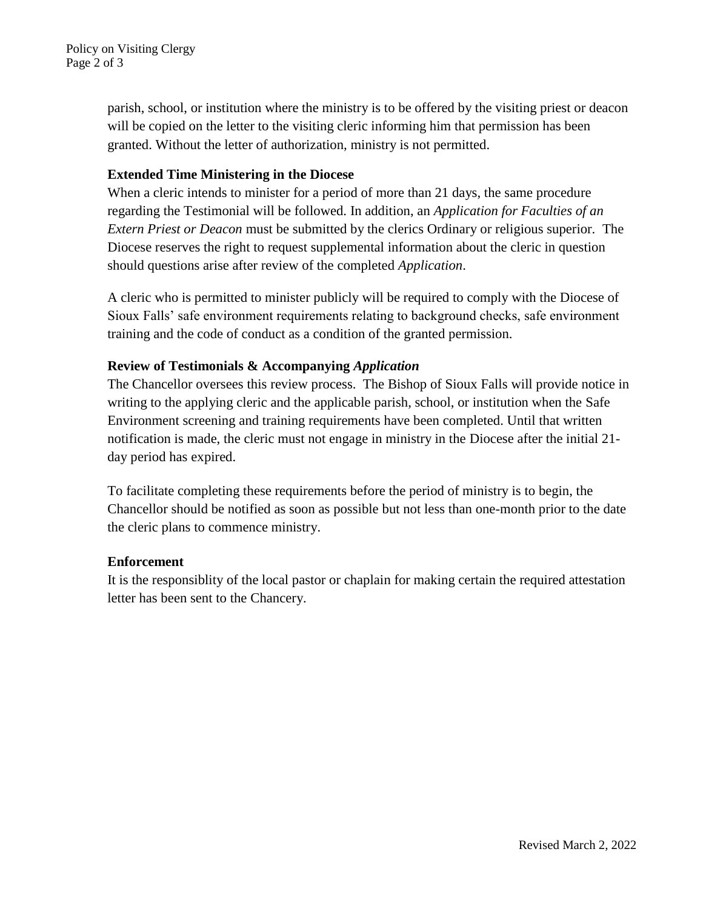parish, school, or institution where the ministry is to be offered by the visiting priest or deacon will be copied on the letter to the visiting cleric informing him that permission has been granted. Without the letter of authorization, ministry is not permitted.

**Extended Time Ministering in the Diocese**

When a cleric intends to minister for a period of more than 21 days, the same procedure regarding the Testimonial will be followed. In addition, an *Application for Faculties of an Extern Priest or Deacon* must be submitted by the clerics Ordinary or religious superior. The Diocese reserves the right to request supplemental information about the cleric in question should questions arise after review of the completed *Application*.

A cleric who is permitted to minister publicly will be required to comply with the Diocese of Sioux Falls' safe environment requirements relating to background checks, safe environment training and the code of conduct as a condition of the granted permission.

**Review of Testimonials & Accompanying *Application***

The Chancellor oversees this review process. The Bishop of Sioux Falls will provide notice in writing to the applying cleric and the applicable parish, school, or institution when the Safe Environment screening and training requirements have been completed. Until that written notification is made, the cleric must not engage in ministry in the Diocese after the initial 21-day period has expired.

To facilitate completing these requirements before the period of ministry is to begin, the Chancellor should be notified as soon as possible but not less than one-month prior to the date the cleric plans to commence ministry.

**Enforcement**

It is the responsiblity of the local pastor or chaplain for making certain the required attestation letter has been sent to the Chancery.

Revised March 2, 2022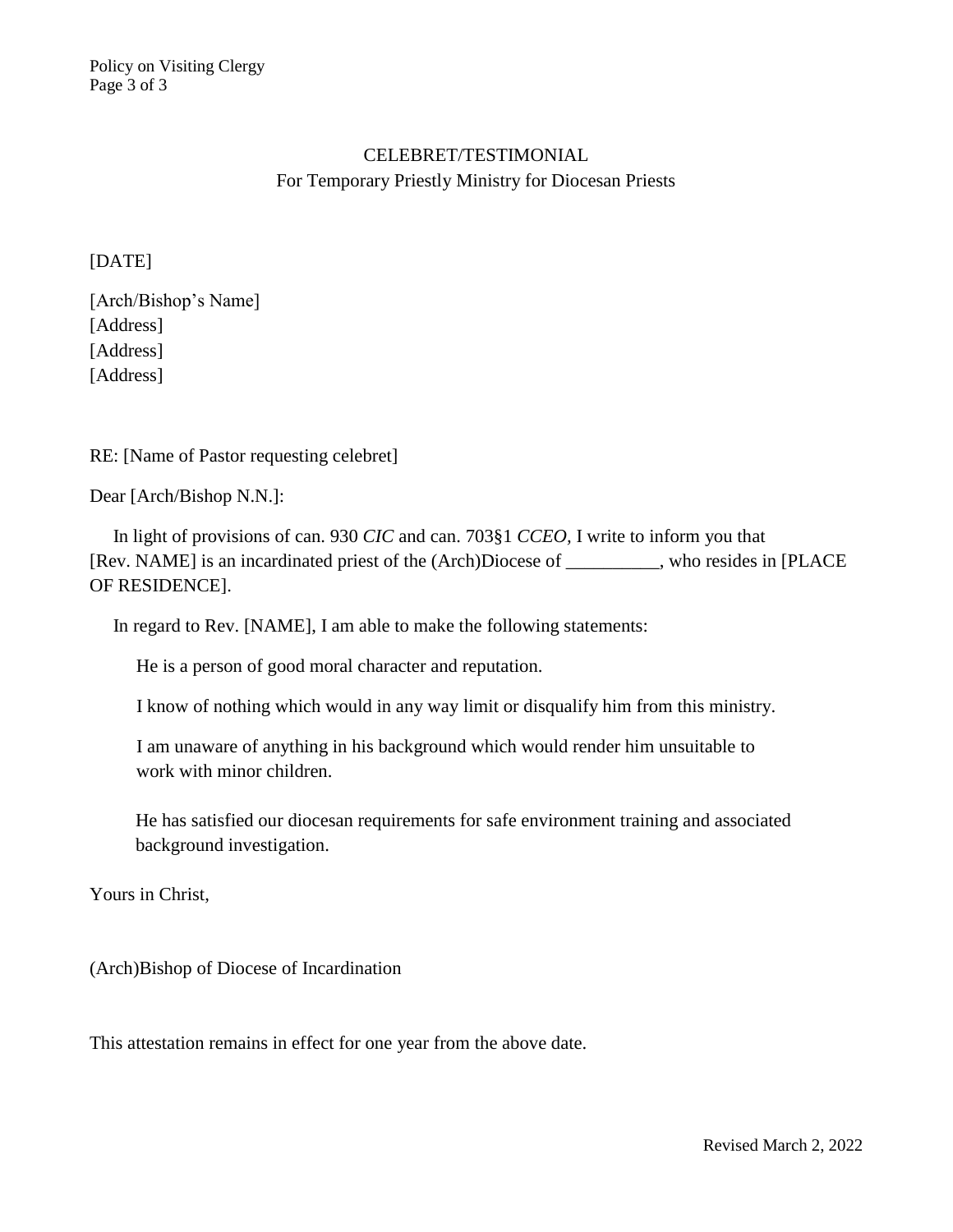# CELEBRET/TESTIMONIAL

## For Temporary Priestly Ministry for Diocesan Priests

[DATE]

[Arch/Bishop's Name]
[Address]
[Address]
[Address]

RE: [Name of Pastor requesting celebret]

Dear [Arch/Bishop N.N.]:

In light of provisions of can. 930 *CIC* and can. 703§1 *CCEO,* I write to inform you that [Rev. NAME] is an incardinated priest of the (Arch)Diocese of __________, who resides in [PLACE OF RESIDENCE].

In regard to Rev. [NAME], I am able to make the following statements:

He is a person of good moral character and reputation.

I know of nothing which would in any way limit or disqualify him from this ministry.

I am unaware of anything in his background which would render him unsuitable to work with minor children.

He has satisfied our diocesan requirements for safe environment training and associated background investigation.

Yours in Christ,

(Arch)Bishop of Diocese of Incardination

This attestation remains in effect for one year from the above date.

Revised March 2, 2022